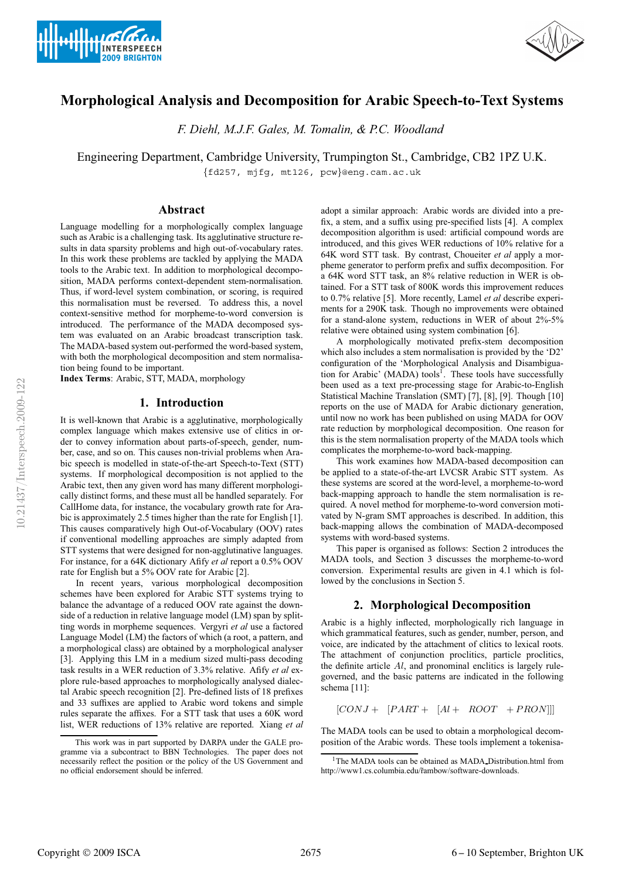# Morphological Analysis and Decomposition for Arabic Speech-to-Text Systems

*F. Diehl, M.J.F. Gales, M. Tomalin, & P.C. Woodland*

Engineering Department, Cambridge University, Trumpington St., Cambridge, CB2 1PZ U.K.

{fd257, mjfg, mt126, pcw}@eng.cam.ac.uk

## Abstract

Language modelling for a morphologically complex language such as Arabic is a challenging task. Its agglutinative structure results in data sparsity problems and high out-of-vocabulary rates. In this work these problems are tackled by applying the MADA tools to the Arabic text. In addition to morphological decomposition, MADA performs context-dependent stem-normalisation. Thus, if word-level system combination, or scoring, is required this normalisation must be reversed. To address this, a novel context-sensitive method for morpheme-to-word conversion is introduced. The performance of the MADA decomposed system was evaluated on an Arabic broadcast transcription task. The MADA-based system out-performed the word-based system, with both the morphological decomposition and stem normalisation being found to be important.

**Index Terms**: Arabic, STT, MADA, morphology

## 1. Introduction

It is well-known that Arabic is a agglutinative, morphologically complex language which makes extensive use of clitics in order to convey information about parts-of-speech, gender, number, case, and so on. This causes non-trivial problems when Arabic speech is modelled in state-of-the-art Speech-to-Text (STT) systems. If morphological decomposition is not applied to the Arabic text, then any given word has many different morphologically distinct forms, and these must all be handled separately. For CallHome data, for instance, the vocabulary growth rate for Arabic is approximately 2.5 times higher than the rate for English [1]. This causes comparatively high Out-of-Vocabulary (OOV) rates if conventional modelling approaches are simply adapted from STT systems that were designed for non-agglutinative languages. For instance, for a 64K dictionary Afify *et al* report a 0.5% OOV rate for English but a 5% OOV rate for Arabic [2].

In recent years, various morphological decomposition schemes have been explored for Arabic STT systems trying to balance the advantage of a reduced OOV rate against the downside of a reduction in relative language model (LM) span by splitting words in morpheme sequences. Vergyri *et al* use a factored Language Model (LM) the factors of which (a root, a pattern, and a morphological class) are obtained by a morphological analyser [3]. Applying this LM in a medium sized multi-pass decoding task results in a WER reduction of 3.3% relative. Afify *et al* explore rule-based approaches to morphologically analysed dialectal Arabic speech recognition [2]. Pre-defined lists of 18 prefixes and 33 suffixes are applied to Arabic word tokens and simple rules separate the affixes. For a STT task that uses a 60K word list, WER reductions of 13% relative are reported. Xiang *et al* adopt a similar approach: Arabic words are divided into a prefix, a stem, and a suffix using pre-specified lists [4]. A complex decomposition algorithm is used: artificial compound words are introduced, and this gives WER reductions of 10% relative for a 64K word STT task. By contrast, Choueiter *et al* apply a morpheme generator to perform prefix and suffix decomposition. For a 64K word STT task, an 8% relative reduction in WER is obtained. For a STT task of 800K words this improvement reduces to 0.7% relative [5]. More recently, Lamel *et al* describe experiments for a 290K task. Though no improvements were obtained for a stand-alone system, reductions in WER of about 2%-5% relative were obtained using system combination [6].

A morphologically motivated prefix-stem decomposition which also includes a stem normalisation is provided by the 'D2' configuration of the 'Morphological Analysis and Disambiguation for Arabic' (MADA) tools[1]. These tools have successfully been used as a text pre-processing stage for Arabic-to-English Statistical Machine Translation (SMT) [7], [8], [9]. Though [10] reports on the use of MADA for Arabic dictionary generation, until now no work has been published on using MADA for OOV rate reduction by morphological decomposition. One reason for this is the stem normalisation property of the MADA tools which complicates the morpheme-to-word back-mapping.

This work examines how MADA-based decomposition can be applied to a state-of-the-art LVCSR Arabic STT system. As these systems are scored at the word-level, a morpheme-to-word back-mapping approach to handle the stem normalisation is required. A novel method for morpheme-to-word conversion motivated by N-gram SMT approaches is described. In addition, this back-mapping allows the combination of MADA-decomposed systems with word-based systems.

This paper is organised as follows: Section 2 introduces the MADA tools, and Section 3 discusses the morpheme-to-word conversion. Experimental results are given in 4.1 which is followed by the conclusions in Section 5.

## 2. Morphological Decomposition

Arabic is a highly inflected, morphologically rich language in which grammatical features, such as gender, number, person, and voice, are indicated by the attachment of clitics to lexical roots. The attachment of conjunction proclitics, particle proclitics, the definite article *Al*, and pronominal enclitics is largely rule-governed, and the basic patterns are indicated in the following schema [11]:

$$[CONJ+ \quad [PART+ \quad [Al+ \quad ROOT \quad +PRON]]]$$

The MADA tools can be used to obtain a morphological decomposition of the Arabic words. These tools implement a tokenisa-

---

This work was in part supported by DARPA under the GALE programme via a subcontract to BBN Technologies. The paper does not necessarily reflect the position or the policy of the US Government and no official endorsement should be inferred.

[1] The MADA tools can be obtained as MADA_Distribution.html from http://www1.cs.columbia.edu/fambow/software-downloads.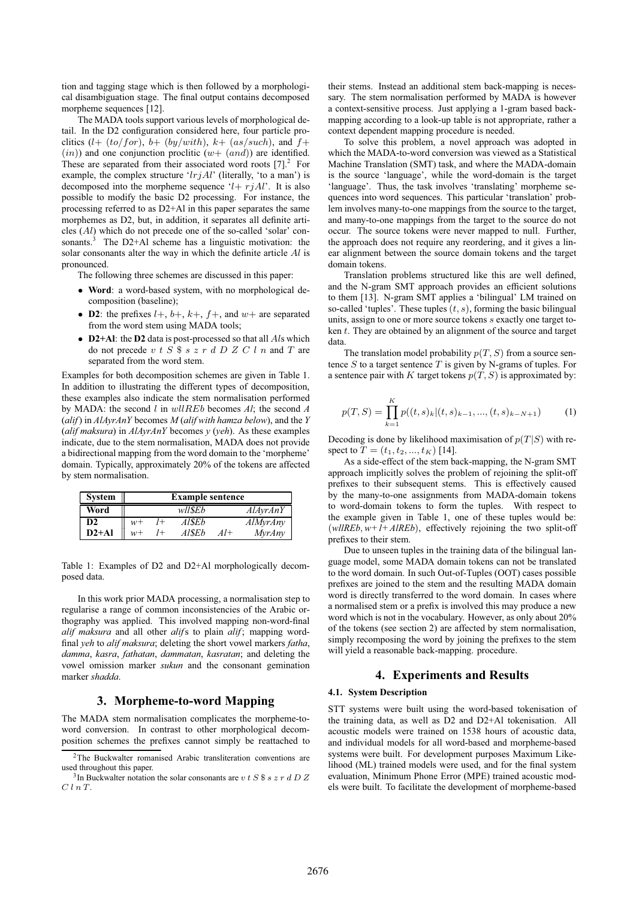tion and tagging stage which is then followed by a morphological disambiguation stage. The final output contains decomposed morpheme sequences [12].

The MADA tools support various levels of morphological detail. In the D2 configuration considered here, four particle proclitics ($l+$ $(to/for)$, $b+$ $(by/with)$, $k+$ $(as/such)$, and $f+$ $(in)$) and one conjunction proclitic ($w+$ $(and)$) are identified. These are separated from their associated word roots [7].[2] For example, the complex structure '$lrjAl$' (literally, 'to a man') is decomposed into the morpheme sequence '$l+$ $rjAl$'. It is also possible to modify the basic D2 processing. For instance, the processing referred to as D2+Al in this paper separates the same morphemes as D2, but, in addition, it separates all definite articles ($Al$) which do not precede one of the so-called 'solar' consonants.[3] The D2+Al scheme has a linguistic motivation: the solar consonants alter the way in which the definite article $Al$ is pronounced.

The following three schemes are discussed in this paper:

- **Word**: a word-based system, with no morphological decomposition (baseline);
- **D2**: the prefixes $l+$, $b+$, $k+$, $f+$, and $w+$ are separated from the word stem using MADA tools;
- **D2+Al**: the **D2** data is post-processed so that all $Al$s which do not precede $v$ $t$ $S$ \$ $s$ $z$ $r$ $d$ $D$ $Z$ $C$ $l$ $n$ and $T$ are separated from the word stem.

Examples for both decomposition schemes are given in Table 1. In addition to illustrating the different types of decomposition, these examples also indicate the stem normalisation performed by MADA: the second $l$ in $wllREb$ becomes $Al$; the second $A$ (*alif*) in *AlAyrAnY* becomes *M* (*alif with hamza below*), and the *Y* (*alif maksura*) in *AlAyrAnY* becomes *y* (*yeh*). As these examples indicate, due to the stem normalisation, MADA does not provide a bidirectional mapping from the word domain to the 'morpheme' domain. Typically, approximately 20% of the tokens are affected by stem normalisation.

| System | Example sentence | | | | |
|---|---|---|---|---|---|
| Word | | | *wll$Eb* | | *AlAyrAnY* |
| D2 | *w+* | *l+* | *Al$Eb* | | *AlMyrAny* |
| D2+Al | *w+* | *l+* | *Al$Eb* | *Al+* | *MyrAny* |

Table 1: Examples of D2 and D2+Al morphologically decomposed data.

In this work prior MADA processing, a normalisation step to regularise a range of common inconsistencies of the Arabic orthography was applied. This involved mapping non-word-final *alif maksura* and all other *alif*s to plain *alif*; mapping word-final *yeh* to *alif maksura*; deleting the short vowel markers *fatha*, *damma*, *kasra*, *fathatan*, *dammatan*, *kasratan*; and deleting the vowel omission marker *sukun* and the consonant gemination marker *shadda*.

## 3. Morpheme-to-word Mapping

The MADA stem normalisation complicates the morpheme-to-word conversion. In contrast to other morphological decomposition schemes the prefixes cannot simply be reattached to their stems. Instead an additional stem back-mapping is necessary. The stem normalisation performed by MADA is however a context-sensitive process. Just applying a 1-gram based back-mapping according to a look-up table is not appropriate, rather a context dependent mapping procedure is needed.

To solve this problem, a novel approach was adopted in which the MADA-to-word conversion was viewed as a Statistical Machine Translation (SMT) task, and where the MADA-domain is the source 'language', while the word-domain is the target 'language'. Thus, the task involves 'translating' morpheme sequences into word sequences. This particular 'translation' problem involves many-to-one mappings from the source to the target, and many-to-one mappings from the target to the source do not occur. The source tokens were never mapped to null. Further, the approach does not require any reordering, and it gives a linear alignment between the source domain tokens and the target domain tokens.

Translation problems structured like this are well defined, and the N-gram SMT approach provides an efficient solutions to them [13]. N-gram SMT applies a 'bilingual' LM trained on so-called 'tuples'. These tuples $(t, s)$, forming the basic bilingual units, assign to one or more source tokens $s$ exactly one target token $t$. They are obtained by an alignment of the source and target data.

The translation model probability $p(T, S)$ from a source sentence $S$ to a target sentence $T$ is given by N-grams of tuples. For a sentence pair with $K$ target tokens $p(T, S)$ is approximated by:

$$p(T, S) = \prod_{k=1}^{K} p((t, s)_k | (t, s)_{k-1}, ..., (t, s)_{k-N+1}) \qquad (1)$$

Decoding is done by likelihood maximisation of $p(T|S)$ with respect to $T = (t_1, t_2, ..., t_K)$ [14].

As a side-effect of the stem back-mapping, the N-gram SMT approach implicitly solves the problem of rejoining the split-off prefixes to their subsequent stems. This is effectively caused by the many-to-one assignments from MADA-domain tokens to word-domain tokens to form the tuples. With respect to the example given in Table 1, one of these tuples would be: (*wllREb*, *w+ l+ AlREb*), effectively rejoining the two split-off prefixes to their stem.

Due to unseen tuples in the training data of the bilingual language model, some MADA domain tokens can not be translated to the word domain. In such Out-of-Tuples (OOT) cases possible prefixes are joined to the stem and the resulting MADA domain word is directly transferred to the word domain. In cases where a normalised stem or a prefix is involved this may produce a new word which is not in the vocabulary. However, as only about 20% of the tokens (see section 2) are affected by stem normalisation, simply recomposing the word by joining the prefixes to the stem will yield a reasonable back-mapping. procedure.

## 4. Experiments and Results

### 4.1. System Description

STT systems were built using the word-based tokenisation of the training data, as well as D2 and D2+Al tokenisation. All acoustic models were trained on 1538 hours of acoustic data, and individual models for all word-based and morpheme-based systems were built. For development purposes Maximum Likelihood (ML) trained models were used, and for the final system evaluation, Minimum Phone Error (MPE) trained acoustic models were built. To facilitate the development of morpheme-based

[2] The Buckwalter romanised Arabic transliteration conventions are used throughout this paper.

[3] In Buckwalter notation the solar consonants are $v$ $t$ $S$ \$ $s$ $z$ $r$ $d$ $D$ $Z$ $C$ $l$ $n$ $T$.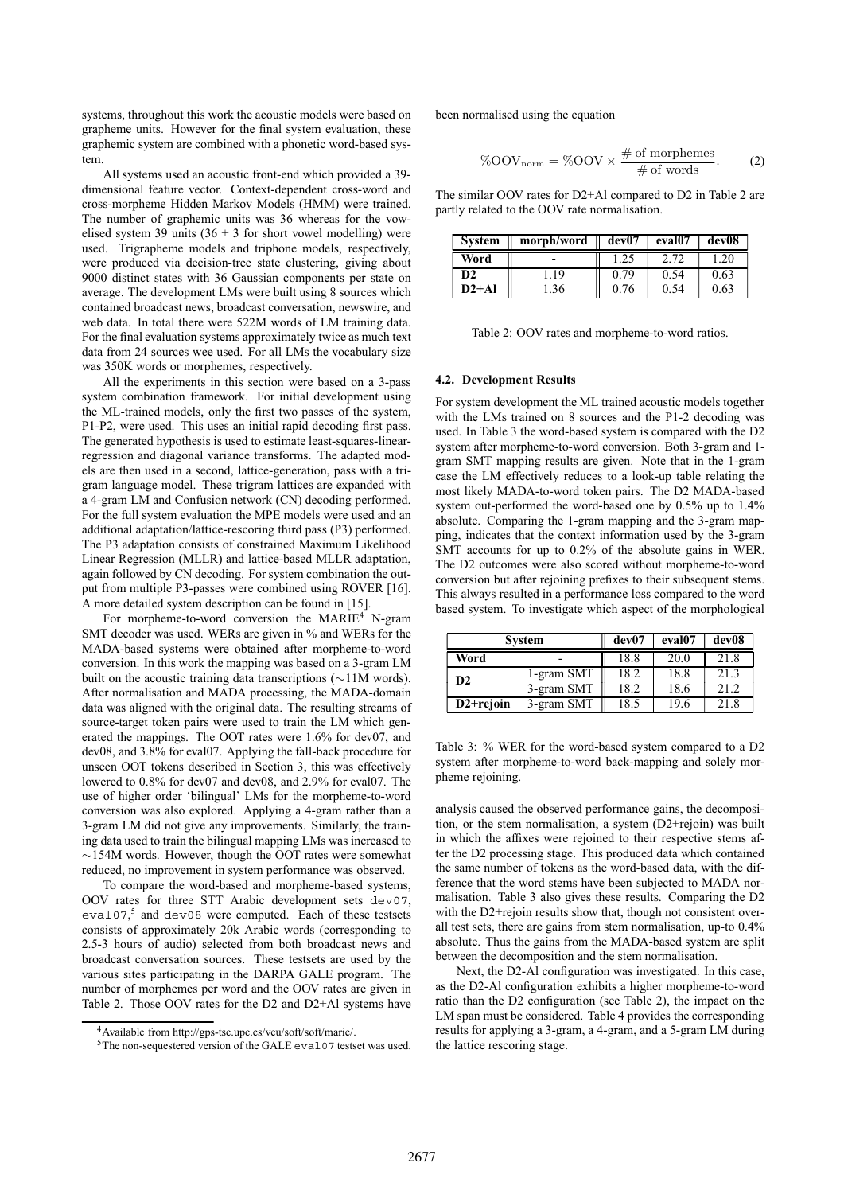systems, throughout this work the acoustic models were based on grapheme units. However for the final system evaluation, these graphemic system are combined with a phonetic word-based system.

All systems used an acoustic front-end which provided a 39-dimensional feature vector. Context-dependent cross-word and cross-morpheme Hidden Markov Models (HMM) were trained. The number of graphemic units was 36 whereas for the vowelised system 39 units (36 + 3 for short vowel modelling) were used. Trigrapheme models and triphone models, respectively, were produced via decision-tree state clustering, giving about 9000 distinct states with 36 Gaussian components per state on average. The development LMs were built using 8 sources which contained broadcast news, broadcast conversation, newswire, and web data. In total there were 522M words of LM training data. For the final evaluation systems approximately twice as much text data from 24 sources wee used. For all LMs the vocabulary size was 350K words or morphemes, respectively.

All the experiments in this section were based on a 3-pass system combination framework. For initial development using the ML-trained models, only the first two passes of the system, P1-P2, were used. This uses an initial rapid decoding first pass. The generated hypothesis is used to estimate least-squares-linear-regression and diagonal variance transforms. The adapted models are then used in a second, lattice-generation, pass with a trigram language model. These trigram lattices are expanded with a 4-gram LM and Confusion network (CN) decoding performed. For the full system evaluation the MPE models were used and an additional adaptation/lattice-rescoring third pass (P3) performed. The P3 adaptation consists of constrained Maximum Likelihood Linear Regression (MLLR) and lattice-based MLLR adaptation, again followed by CN decoding. For system combination the output from multiple P3-passes were combined using ROVER [16]. A more detailed system description can be found in [15].

For morpheme-to-word conversion the MARIE[4] N-gram SMT decoder was used. WERs are given in % and WERs for the MADA-based systems were obtained after morpheme-to-word conversion. In this work the mapping was based on a 3-gram LM built on the acoustic training data transcriptions ($\sim$11M words). After normalisation and MADA processing, the MADA-domain data was aligned with the original data. The resulting streams of source-target token pairs were used to train the LM which generated the mappings. The OOT rates were 1.6% for dev07, and dev08, and 3.8% for eval07. Applying the fall-back procedure for unseen OOT tokens described in Section 3, this was effectively lowered to 0.8% for dev07 and dev08, and 2.9% for eval07. The use of higher order 'bilingual' LMs for the morpheme-to-word conversion was also explored. Applying a 4-gram rather than a 3-gram LM did not give any improvements. Similarly, the training data used to train the bilingual mapping LMs was increased to $\sim$154M words. However, though the OOT rates were somewhat reduced, no improvement in system performance was observed.

To compare the word-based and morpheme-based systems, OOV rates for three STT Arabic development sets `dev07`, `eval07`,[5] and `dev08` were computed. Each of these testsets consists of approximately 20k Arabic words (corresponding to 2.5-3 hours of audio) selected from both broadcast news and broadcast conversation sources. These testsets are used by the various sites participating in the DARPA GALE program. The number of morphemes per word and the OOV rates are given in Table 2. Those OOV rates for the D2 and D2+Al systems have been normalised using the equation

$$\%\text{OOV}_{\text{norm}} = \%\text{OOV} \times \frac{\#\text{ of morphemes}}{\#\text{ of words}}. \tag{2}$$

The similar OOV rates for D2+Al compared to D2 in Table 2 are partly related to the OOV rate normalisation.

| System | morph/word | dev07 | eval07 | dev08 |
|---|---|---|---|---|
| Word | - | 1.25 | 2.72 | 1.20 |
| D2 | 1.19 | 0.79 | 0.54 | 0.63 |
| D2+Al | 1.36 | 0.76 | 0.54 | 0.63 |

Table 2: OOV rates and morpheme-to-word ratios.

### 4.2. Development Results

For system development the ML trained acoustic models together with the LMs trained on 8 sources and the P1-2 decoding was used. In Table 3 the word-based system is compared with the D2 system after morpheme-to-word conversion. Both 3-gram and 1-gram SMT mapping results are given. Note that in the 1-gram case the LM effectively reduces to a look-up table relating the most likely MADA-to-word token pairs. The D2 MADA-based system out-performed the word-based one by 0.5% up to 1.4% absolute. Comparing the 1-gram mapping and the 3-gram mapping, indicates that the context information used by the 3-gram SMT accounts for up to 0.2% of the absolute gains in WER. The D2 outcomes were also scored without morpheme-to-word conversion but after rejoining prefixes to their subsequent stems. This always resulted in a performance loss compared to the word based system. To investigate which aspect of the morphological analysis caused the observed performance gains, the decomposition, or the stem normalisation, a system (D2+rejoin) was built in which the affixes were rejoined to their respective stems after the D2 processing stage. This produced data which contained the same number of tokens as the word-based data, with the difference that the word stems have been subjected to MADA normalisation. Table 3 also gives these results. Comparing the D2 with the D2+rejoin results show that, though not consistent overall test sets, there are gains from stem normalisation, up-to 0.4% absolute. Thus the gains from the MADA-based system are split between the decomposition and the stem normalisation.

| System | | dev07 | eval07 | dev08 |
|---|---|---|---|---|
| Word | - | 18.8 | 20.0 | 21.8 |
| D2 | 1-gram SMT | 18.2 | 18.8 | 21.3 |
| | 3-gram SMT | 18.2 | 18.6 | 21.2 |
| D2+rejoin | 3-gram SMT | 18.5 | 19.6 | 21.8 |

Table 3: % WER for the word-based system compared to a D2 system after morpheme-to-word back-mapping and solely morpheme rejoining.

Next, the D2-Al configuration was investigated. In this case, as the D2-Al configuration exhibits a higher morpheme-to-word ratio than the D2 configuration (see Table 2), the impact on the LM span must be considered. Table 4 provides the corresponding results for applying a 3-gram, a 4-gram, and a 5-gram LM during the lattice rescoring stage.

[4] Available from http://gps-tsc.upc.es/veu/soft/soft/marie/.

[5] The non-sequestered version of the GALE `eval07` testset was used.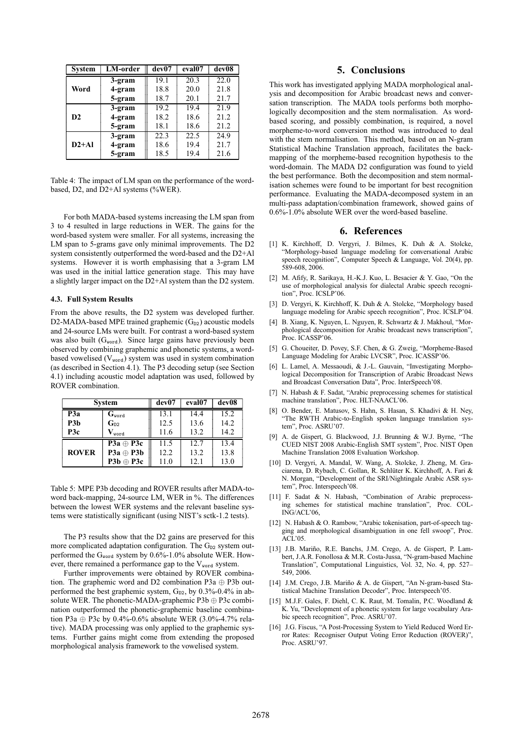| System | LM-order | dev07 | eval07 | dev08 |
|---|---|---|---|---|
| **Word** | **3-gram** | 19.1 | 20.3 | 22.0 |
| | **4-gram** | 18.8 | 20.0 | 21.8 |
| | **5-gram** | 18.7 | 20.1 | 21.7 |
| **D2** | **3-gram** | 19.2 | 19.4 | 21.9 |
| | **4-gram** | 18.2 | 18.6 | 21.2 |
| | **5-gram** | 18.1 | 18.6 | 21.2 |
| **D2+Al** | **3-gram** | 22.3 | 22.5 | 24.9 |
| | **4-gram** | 18.6 | 19.4 | 21.7 |
| | **5-gram** | 18.5 | 19.4 | 21.6 |

Table 4: The impact of LM span on the performance of the word-based, D2, and D2+Al systems (%WER).

For both MADA-based systems increasing the LM span from 3 to 4 resulted in large reductions in WER. The gains for the word-based system were smaller. For all systems, increasing the LM span to 5-grams gave only minimal improvements. The D2 system consistently outperformed the word-based and the D2+Al systems. However it is worth emphasising that a 3-gram LM was used in the initial lattice generation stage. This may have a slightly larger impact on the D2+Al system than the D2 system.

### 4.3. Full System Results

From the above results, the D2 system was developed further. D2-MADA-based MPE trained graphemic ($G_{D2}$) acoustic models and 24-source LMs were built. For contrast a word-based system was also built ($G_{word}$). Since large gains have previously been observed by combining graphemic and phonetic systems, a word-based vowelised ($V_{word}$) system was used in system combination (as described in Section 4.1). The P3 decoding setup (see Section 4.1) including acoustic model adaptation was used, followed by ROVER combination.

| System | | dev07 | eval07 | dev08 |
|---|---|---|---|---|
| **P3a** | $\mathbf{G}_{word}$ | 13.1 | 14.4 | 15.2 |
| **P3b** | $\mathbf{G}_{D2}$ | 12.5 | 13.6 | 14.2 |
| **P3c** | $\mathbf{V}_{word}$ | 11.6 | 13.2 | 14.2 |
| **ROVER** | **P3a $\oplus$ P3c** | 11.5 | 12.7 | 13.4 |
| | **P3a $\oplus$ P3b** | 12.2 | 13.2 | 13.8 |
| | **P3b $\oplus$ P3c** | 11.0 | 12.1 | 13.0 |

Table 5: MPE P3b decoding and ROVER results after MADA-to-word back-mapping, 24-source LM, WER in %. The differences between the lowest WER systems and the relevant baseline systems were statistically significant (using NIST's sctk-1.2 tests).

The P3 results show that the D2 gains are preserved for this more complicated adaptation configuration. The $G_{D2}$ system outperformed the $G_{word}$ system by 0.6%-1.0% absolute WER. However, there remained a performance gap to the $V_{word}$ system.

Further improvements were obtained by ROVER combination. The graphemic word and D2 combination P3a $\oplus$ P3b outperformed the best graphemic system, $G_{D2}$, by 0.3%-0.4% in absolute WER. The phonetic-MADA-graphemic P3b $\oplus$ P3c combination outperformed the phonetic-graphemic baseline combination P3a $\oplus$ P3c by 0.4%-0.6% absolute WER (3.0%-4.7% relative). MADA processing was only applied to the graphemic systems. Further gains might come from extending the proposed morphological analysis framework to the vowelised system.

## 5. Conclusions

This work has investigated applying MADA morphological analysis and decomposition for Arabic broadcast news and conversation transcription. The MADA tools performs both morphologically decomposition and the stem normalisation. As word-based scoring, and possibly combination, is required, a novel morpheme-to-word conversion method was introduced to deal with the stem normalisation. This method, based on an N-gram Statistical Machine Translation approach, facilitates the back-mapping of the morpheme-based recognition hypothesis to the word-domain. The MADA D2 configuration was found to yield the best performance. Both the decomposition and stem normalisation schemes were found to be important for best recognition performance. Evaluating the MADA-decomposed system in an multi-pass adaptation/combination framework, showed gains of 0.6%-1.0% absolute WER over the word-based baseline.

## 6. References

[1] K. Kirchhoff, D. Vergyri, J. Bilmes, K. Duh & A. Stolcke, "Morphology-based language modeling for conversational Arabic speech recognition", Computer Speech & Language, Vol. 20(4), pp. 589-608, 2006.

[2] M. Afify, R. Sarikaya, H.-K.J. Kuo, L. Besacier & Y. Gao, "On the use of morphological analysis for dialectal Arabic speech recognition", Proc. ICSLP'06.

[3] D. Vergyri, K. Kirchhoff, K. Duh & A. Stolcke, "Morphology based language modeling for Arabic speech recognition", Proc. ICSLP'04.

[4] B. Xiang, K. Nguyen, L. Nguyen, R. Schwartz & J. Makhoul, "Morphological decomposition for Arabic broadcast news transcription", Proc. ICASSP'06.

[5] G. Choueiter, D. Povey, S.F. Chen, & G. Zweig, "Morpheme-Based Language Modeling for Arabic LVCSR", Proc. ICASSP'06.

[6] L. Lamel, A. Messaoudi, & J.-L. Gauvain, "Investigating Morphological Decomposition for Transcription of Arabic Broadcast News and Broadcast Conversation Data", Proc. InterSpeech'08.

[7] N. Habash & F. Sadat, "Arabic preprocessing schemes for statistical machine translation", Proc. HLT-NAACL'06.

[8] O. Bender, E. Matusov, S. Hahn, S. Hasan, S. Khadivi & H. Ney, "The RWTH Arabic-to-English spoken language translation system", Proc. ASRU'07.

[9] A. de Gispert, G. Blackwood, J.J. Brunning & W.J. Byrne, "The CUED NIST 2008 Arabic-English SMT system", Proc. NIST Open Machine Translation 2008 Evaluation Workshop.

[10] D. Vergyri, A. Mandal, W. Wang, A. Stolcke, J. Zheng, M. Graciarena, D. Rybach, C. Gollan, R. Schlüter K. Kirchhoff, A. Fari & N. Morgan, "Development of the SRI/Nightingale Arabic ASR system", Proc. Interspeech'08.

[11] F. Sadat & N. Habash, "Combination of Arabic preprocessing schemes for statistical machine translation", Proc. COLING/ACL'06,

[12] N. Habash & O. Rambow, "Arabic tokenisation, part-of-speech tagging and morphological disambiguation in one fell swoop", Proc. ACL'05.

[13] J.B. Mariño, R.E. Banchs, J.M. Crego, A. de Gispert, P. Lambert, J.A.R. Fonollosa & M.R. Costa-Jussa, "N-gram-based Machine Translation", Computational Linguistics, Vol. 32, No. 4, pp. 527–549, 2006.

[14] J.M. Crego, J.B. Mariño & A. de Gispert, "An N-gram-based Statistical Machine Translation Decoder", Proc. Interspeech'05.

[15] M.J.F. Gales, F. Diehl, C. K. Raut, M. Tomalin, P.C. Woodland & K. Yu, "Development of a phonetic system for large vocabulary Arabic speech recognition", Proc. ASRU'07.

[16] J.G. Fiscus, "A Post-Processing System to Yield Reduced Word Error Rates: Recogniser Output Voting Error Reduction (ROVER)", Proc. ASRU'97.